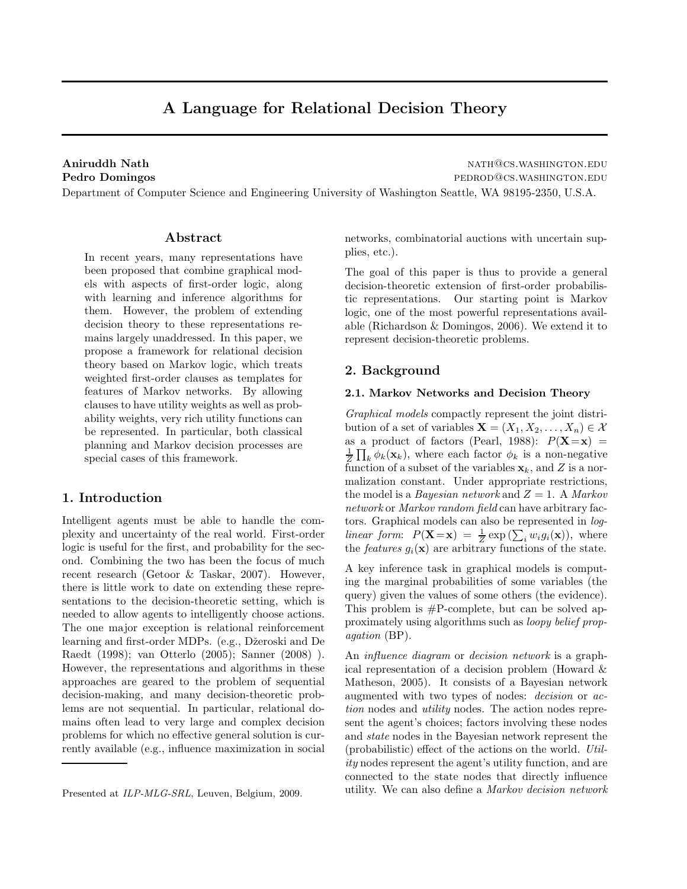// A Language for Relational Decision Theory

**Aniruddh Nath** nath@cs.washington.edu
**Pedro Domingos** pedrod@cs.washington.edu
Department of Computer Science and Engineering University of Washington Seattle, WA 98195-2350, U.S.A.

## Abstract

In recent years, many representations have been proposed that combine graphical models with aspects of first-order logic, along with learning and inference algorithms for them. However, the problem of extending decision theory to these representations remains largely unaddressed. In this paper, we propose a framework for relational decision theory based on Markov logic, which treats weighted first-order clauses as templates for features of Markov networks. By allowing clauses to have utility weights as well as probability weights, very rich utility functions can be represented. In particular, both classical planning and Markov decision processes are special cases of this framework.

## 1. Introduction

Intelligent agents must be able to handle the complexity and uncertainty of the real world. First-order logic is useful for the first, and probability for the second. Combining the two has been the focus of much recent research (Getoor & Taskar, 2007). However, there is little work to date on extending these representations to the decision-theoretic setting, which is needed to allow agents to intelligently choose actions. The one major exception is relational reinforcement learning and first-order MDPs. (e.g., Džeroski and De Raedt (1998); van Otterlo (2005); Sanner (2008) ). However, the representations and algorithms in these approaches are geared to the problem of sequential decision-making, and many decision-theoretic problems are not sequential. In particular, relational domains often lead to very large and complex decision problems for which no effective general solution is currently available (e.g., influence maximization in social networks, combinatorial auctions with uncertain supplies, etc.).

Presented at *ILP-MLG-SRL*, Leuven, Belgium, 2009.

The goal of this paper is thus to provide a general decision-theoretic extension of first-order probabilistic representations. Our starting point is Markov logic, one of the most powerful representations available (Richardson & Domingos, 2006). We extend it to represent decision-theoretic problems.

## 2. Background

### 2.1. Markov Networks and Decision Theory

*Graphical models* compactly represent the joint distribution of a set of variables $\mathbf{X} = (X_1, X_2, \ldots, X_n) \in \mathcal{X}$ as a product of factors (Pearl, 1988): $P(\mathbf{X}=\mathbf{x}) = \frac{1}{Z}\prod_k \phi_k(\mathbf{x}_k)$, where each factor $\phi_k$ is a non-negative function of a subset of the variables $\mathbf{x}_k$, and $Z$ is a normalization constant. Under appropriate restrictions, the model is a *Bayesian network* and $Z = 1$. A *Markov network* or *Markov random field* can have arbitrary factors. Graphical models can also be represented in *log-linear form*: $P(\mathbf{X}=\mathbf{x}) = \frac{1}{Z}\exp\left(\sum_i w_i g_i(\mathbf{x})\right)$, where the *features* $g_i(\mathbf{x})$ are arbitrary functions of the state.

A key inference task in graphical models is computing the marginal probabilities of some variables (the query) given the values of some others (the evidence). This problem is #P-complete, but can be solved approximately using algorithms such as *loopy belief propagation* (BP).

An *influence diagram* or *decision network* is a graphical representation of a decision problem (Howard & Matheson, 2005). It consists of a Bayesian network augmented with two types of nodes: *decision* or *action* nodes and *utility* nodes. The action nodes represent the agent's choices; factors involving these nodes and *state* nodes in the Bayesian network represent the (probabilistic) effect of the actions on the world. *Utility* nodes represent the agent's utility function, and are connected to the state nodes that directly influence utility. We can also define a *Markov decision network*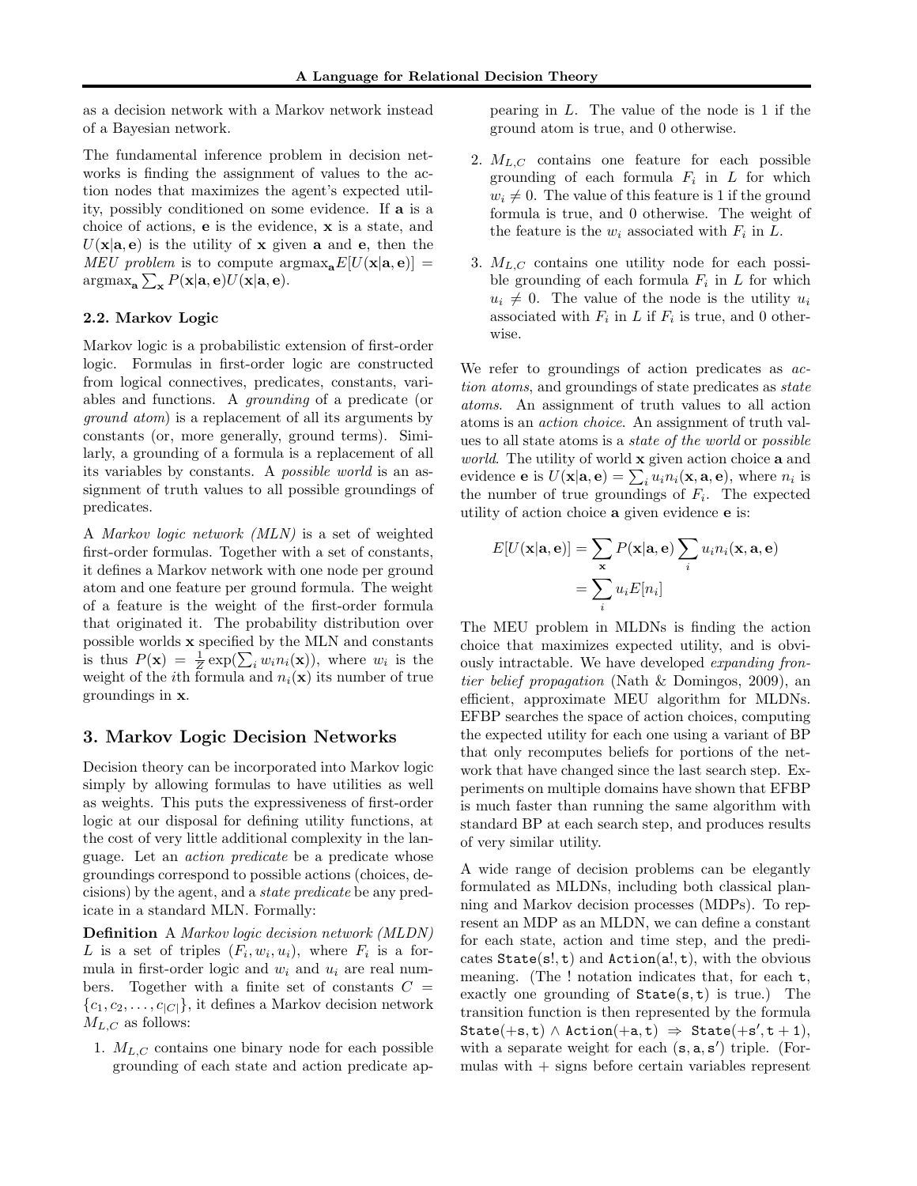as a decision network with a Markov network instead of a Bayesian network.

The fundamental inference problem in decision networks is finding the assignment of values to the action nodes that maximizes the agent's expected utility, possibly conditioned on some evidence. If $\mathbf{a}$ is a choice of actions, $\mathbf{e}$ is the evidence, $\mathbf{x}$ is a state, and $U(\mathbf{x}|\mathbf{a}, \mathbf{e})$ is the utility of $\mathbf{x}$ given $\mathbf{a}$ and $\mathbf{e}$, then the *MEU problem* is to compute $\text{argmax}_{\mathbf{a}} E[U(\mathbf{x}|\mathbf{a}, \mathbf{e})] = \text{argmax}_{\mathbf{a}} \sum_{\mathbf{x}} P(\mathbf{x}|\mathbf{a}, \mathbf{e}) U(\mathbf{x}|\mathbf{a}, \mathbf{e})$.

### 2.2. Markov Logic

Markov logic is a probabilistic extension of first-order logic. Formulas in first-order logic are constructed from logical connectives, predicates, constants, variables and functions. A *grounding* of a predicate (or *ground atom*) is a replacement of all its arguments by constants (or, more generally, ground terms). Similarly, a grounding of a formula is a replacement of all its variables by constants. A *possible world* is an assignment of truth values to all possible groundings of predicates.

A *Markov logic network (MLN)* is a set of weighted first-order formulas. Together with a set of constants, it defines a Markov network with one node per ground atom and one feature per ground formula. The weight of a feature is the weight of the first-order formula that originated it. The probability distribution over possible worlds $\mathbf{x}$ specified by the MLN and constants is thus $P(\mathbf{x}) = \frac{1}{Z} \exp(\sum_i w_i n_i(\mathbf{x}))$, where $w_i$ is the weight of the $i$th formula and $n_i(\mathbf{x})$ its number of true groundings in $\mathbf{x}$.

## 3. Markov Logic Decision Networks

Decision theory can be incorporated into Markov logic simply by allowing formulas to have utilities as well as weights. This puts the expressiveness of first-order logic at our disposal for defining utility functions, at the cost of very little additional complexity in the language. Let an *action predicate* be a predicate whose groundings correspond to possible actions (choices, decisions) by the agent, and a *state predicate* be any predicate in a standard MLN. Formally:

**Definition** A *Markov logic decision network (MLDN)* $L$ is a set of triples $(F_i, w_i, u_i)$, where $F_i$ is a formula in first-order logic and $w_i$ and $u_i$ are real numbers. Together with a finite set of constants $C = \{c_1, c_2, \ldots, c_{|C|}\}$, it defines a Markov decision network $M_{L,C}$ as follows:

1. $M_{L,C}$ contains one binary node for each possible grounding of each state and action predicate appearing in $L$. The value of the node is 1 if the ground atom is true, and 0 otherwise.
2. $M_{L,C}$ contains one feature for each possible grounding of each formula $F_i$ in $L$ for which $w_i \neq 0$. The value of this feature is 1 if the ground formula is true, and 0 otherwise. The weight of the feature is the $w_i$ associated with $F_i$ in $L$.
3. $M_{L,C}$ contains one utility node for each possible grounding of each formula $F_i$ in $L$ for which $u_i \neq 0$. The value of the node is the utility $u_i$ associated with $F_i$ in $L$ if $F_i$ is true, and 0 otherwise.

We refer to groundings of action predicates as *action atoms*, and groundings of state predicates as *state atoms*. An assignment of truth values to all action atoms is an *action choice*. An assignment of truth values to all state atoms is a *state of the world* or *possible world*. The utility of world $\mathbf{x}$ given action choice $\mathbf{a}$ and evidence $\mathbf{e}$ is $U(\mathbf{x}|\mathbf{a}, \mathbf{e}) = \sum_i u_i n_i(\mathbf{x}, \mathbf{a}, \mathbf{e})$, where $n_i$ is the number of true groundings of $F_i$. The expected utility of action choice $\mathbf{a}$ given evidence $\mathbf{e}$ is:

$$
\begin{aligned}
E[U(\mathbf{x}|\mathbf{a}, \mathbf{e})] &= \sum_{\mathbf{x}} P(\mathbf{x}|\mathbf{a}, \mathbf{e}) \sum_i u_i n_i(\mathbf{x}, \mathbf{a}, \mathbf{e}) \\
&= \sum_i u_i E[n_i]
\end{aligned}
$$

The MEU problem in MLDNs is finding the action choice that maximizes expected utility, and is obviously intractable. We have developed *expanding frontier belief propagation* (Nath & Domingos, 2009), an efficient, approximate MEU algorithm for MLDNs. EFBP searches the space of action choices, computing the expected utility for each one using a variant of BP that only recomputes beliefs for portions of the network that have changed since the last search step. Experiments on multiple domains have shown that EFBP is much faster than running the same algorithm with standard BP at each search step, and produces results of very similar utility.

A wide range of decision problems can be elegantly formulated as MLDNs, including both classical planning and Markov decision processes (MDPs). To represent an MDP as an MLDN, we can define a constant for each state, action and time step, and the predicates `State(s!, t)` and `Action(a!, t)`, with the obvious meaning. (The ! notation indicates that, for each `t`, exactly one grounding of `State(s, t)` is true.) The transition function is then represented by the formula `State(+s, t)` $\wedge$ `Action(+a, t)` $\Rightarrow$ `State(+s', t + 1)`, with a separate weight for each `(s, a, s')` triple. (Formulas with + signs before certain variables represent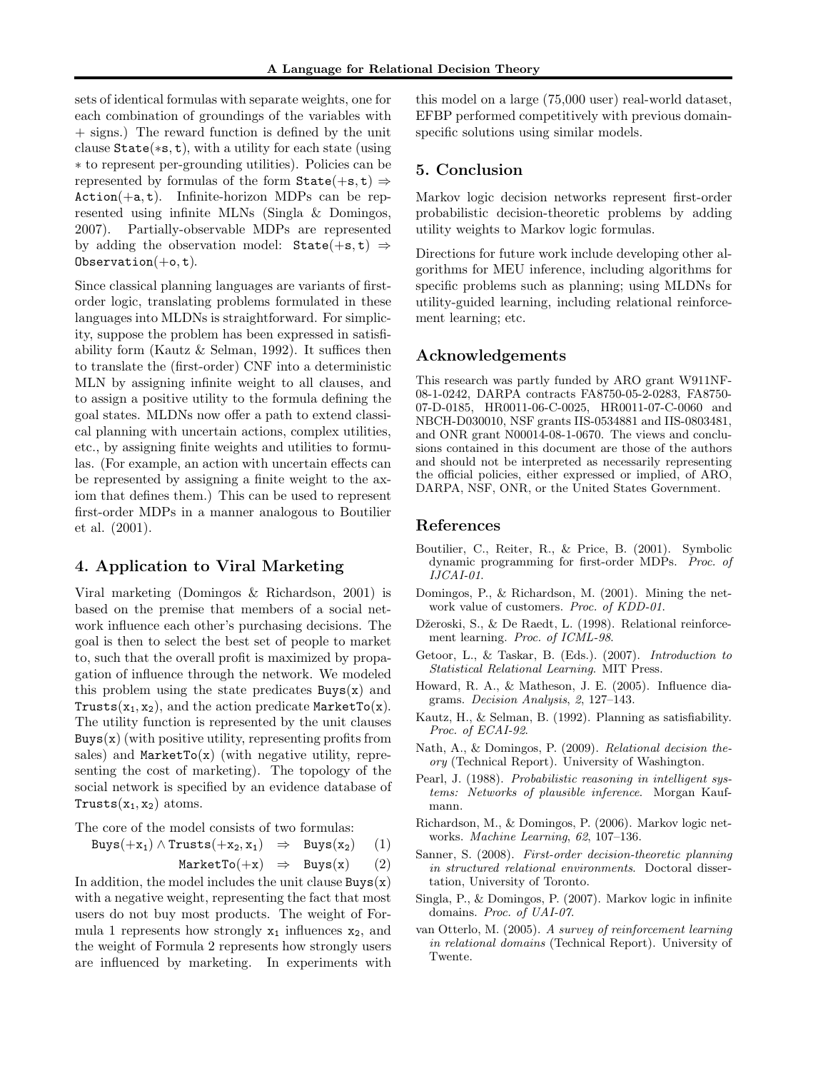sets of identical formulas with separate weights, one for each combination of groundings of the variables with + signs.) The reward function is defined by the unit clause `State(*s, t)`, with a utility for each state (using * to represent per-grounding utilities). Policies can be represented by formulas of the form `State(+s, t)` ⇒ `Action(+a, t)`. Infinite-horizon MDPs can be represented using infinite MLNs (Singla & Domingos, 2007). Partially-observable MDPs are represented by adding the observation model: `State(+s, t)` ⇒ `Observation(+o, t)`.

Since classical planning languages are variants of first-order logic, translating problems formulated in these languages into MLDNs is straightforward. For simplicity, suppose the problem has been expressed in satisfiability form (Kautz & Selman, 1992). It suffices then to translate the (first-order) CNF into a deterministic MLN by assigning infinite weight to all clauses, and to assign a positive utility to the formula defining the goal states. MLDNs now offer a path to extend classical planning with uncertain actions, complex utilities, etc., by assigning finite weights and utilities to formulas. (For example, an action with uncertain effects can be represented by assigning a finite weight to the axiom that defines them.) This can be used to represent first-order MDPs in a manner analogous to Boutilier et al. (2001).

## 4. Application to Viral Marketing

Viral marketing (Domingos & Richardson, 2001) is based on the premise that members of a social network influence each other's purchasing decisions. The goal is then to select the best set of people to market to, such that the overall profit is maximized by propagation of influence through the network. We modeled this problem using the state predicates `Buys(x)` and $\texttt{Trusts}(x_1, x_2)$, and the action predicate `MarketTo(x)`. The utility function is represented by the unit clauses `Buys(x)` (with positive utility, representing profits from sales) and `MarketTo(x)` (with negative utility, representing the cost of marketing). The topology of the social network is specified by an evidence database of $\texttt{Trusts}(x_1, x_2)$ atoms.

The core of the model consists of two formulas:

$$\texttt{Buys}(+x_1) \wedge \texttt{Trusts}(+x_2, x_1) \;\Rightarrow\; \texttt{Buys}(x_2) \qquad (1)$$

$$\texttt{MarketTo}(+x) \;\Rightarrow\; \texttt{Buys}(x) \qquad (2)$$

In addition, the model includes the unit clause `Buys(x)` with a negative weight, representing the fact that most users do not buy most products. The weight of Formula 1 represents how strongly $x_1$ influences $x_2$, and the weight of Formula 2 represents how strongly users are influenced by marketing. In experiments with this model on a large (75,000 user) real-world dataset, EFBP performed competitively with previous domain-specific solutions using similar models.

## 5. Conclusion

Markov logic decision networks represent first-order probabilistic decision-theoretic problems by adding utility weights to Markov logic formulas.

Directions for future work include developing other algorithms for MEU inference, including algorithms for specific problems such as planning; using MLDNs for utility-guided learning, including relational reinforcement learning; etc.

## Acknowledgements

This research was partly funded by ARO grant W911NF-08-1-0242, DARPA contracts FA8750-05-2-0283, FA8750-07-D-0185, HR0011-06-C-0025, HR0011-07-C-0060 and NBCH-D030010, NSF grants IIS-0534881 and IIS-0803481, and ONR grant N00014-08-1-0670. The views and conclusions contained in this document are those of the authors and should not be interpreted as necessarily representing the official policies, either expressed or implied, of ARO, DARPA, NSF, ONR, or the United States Government.

## References

Boutilier, C., Reiter, R., & Price, B. (2001). Symbolic dynamic programming for first-order MDPs. *Proc. of IJCAI-01*.

Domingos, P., & Richardson, M. (2001). Mining the network value of customers. *Proc. of KDD-01*.

Džeroski, S., & De Raedt, L. (1998). Relational reinforcement learning. *Proc. of ICML-98*.

Getoor, L., & Taskar, B. (Eds.). (2007). *Introduction to Statistical Relational Learning*. MIT Press.

Howard, R. A., & Matheson, J. E. (2005). Influence diagrams. *Decision Analysis*, *2*, 127–143.

Kautz, H., & Selman, B. (1992). Planning as satisfiability. *Proc. of ECAI-92*.

Nath, A., & Domingos, P. (2009). *Relational decision theory* (Technical Report). University of Washington.

Pearl, J. (1988). *Probabilistic reasoning in intelligent systems: Networks of plausible inference*. Morgan Kaufmann.

Richardson, M., & Domingos, P. (2006). Markov logic networks. *Machine Learning*, *62*, 107–136.

Sanner, S. (2008). *First-order decision-theoretic planning in structured relational environments*. Doctoral dissertation, University of Toronto.

Singla, P., & Domingos, P. (2007). Markov logic in infinite domains. *Proc. of UAI-07*.

van Otterlo, M. (2005). *A survey of reinforcement learning in relational domains* (Technical Report). University of Twente.